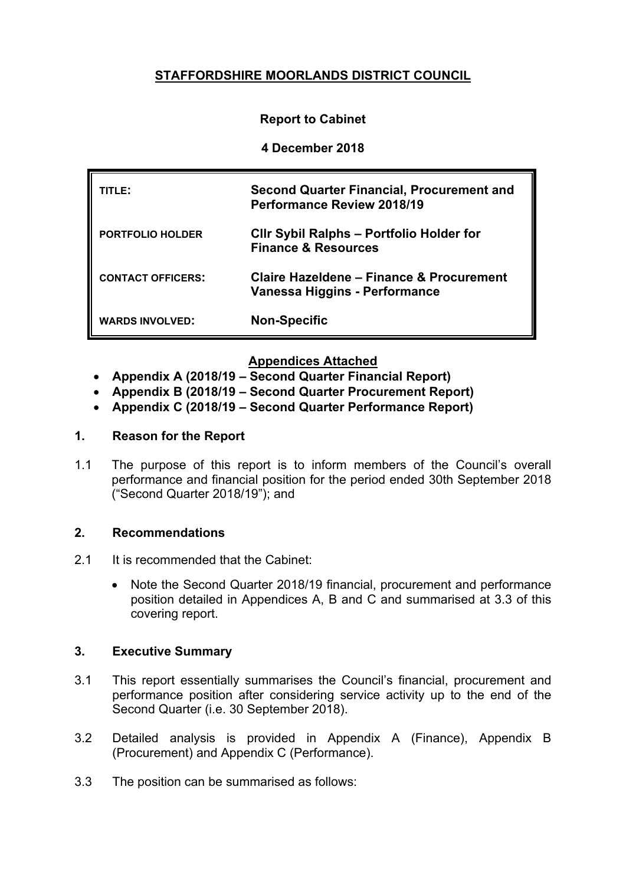# STAFFORDSHIRE MOORLANDS DISTRICT COUNCIL

**Report to Cabinet**

**4 December 2018**

| | |
|---|---|
| **TITLE:** | **Second Quarter Financial, Procurement and Performance Review 2018/19** |
| **PORTFOLIO HOLDER** | **Cllr Sybil Ralphs – Portfolio Holder for Finance & Resources** |
| **CONTACT OFFICERS:** | **Claire Hazeldene – Finance & Procurement**<br>**Vanessa Higgins - Performance** |
| **WARDS INVOLVED:** | **Non-Specific** |

**Appendices Attached**

- **Appendix A (2018/19 – Second Quarter Financial Report)**
- **Appendix B (2018/19 – Second Quarter Procurement Report)**
- **Appendix C (2018/19 – Second Quarter Performance Report)**

## 1. Reason for the Report

1.1 The purpose of this report is to inform members of the Council's overall performance and financial position for the period ended 30th September 2018 ("Second Quarter 2018/19"); and

## 2. Recommendations

2.1 It is recommended that the Cabinet:

- Note the Second Quarter 2018/19 financial, procurement and performance position detailed in Appendices A, B and C and summarised at 3.3 of this covering report.

## 3. Executive Summary

3.1 This report essentially summarises the Council's financial, procurement and performance position after considering service activity up to the end of the Second Quarter (i.e. 30 September 2018).

3.2 Detailed analysis is provided in Appendix A (Finance), Appendix B (Procurement) and Appendix C (Performance).

3.3 The position can be summarised as follows: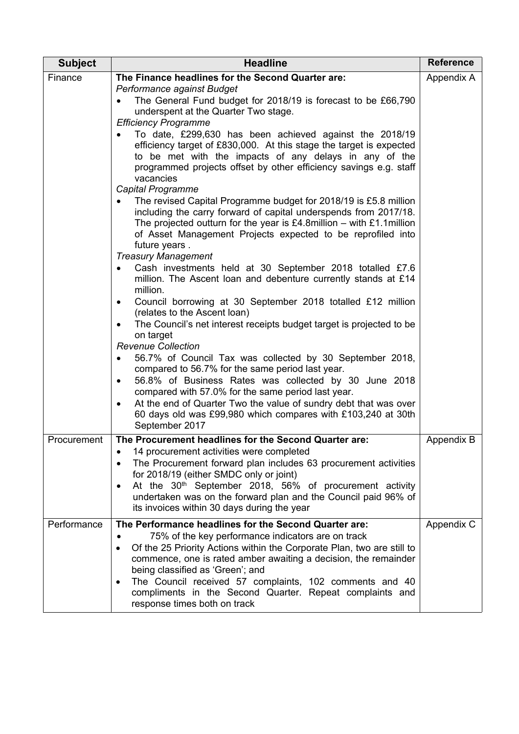| Subject | Headline | Reference |
|---|---|---|
| Finance | **The Finance headlines for the Second Quarter are:**<br>*Performance against Budget*<br>• The General Fund budget for 2018/19 is forecast to be £66,790 underspent at the Quarter Two stage.<br>*Efficiency Programme*<br>• To date, £299,630 has been achieved against the 2018/19 efficiency target of £830,000. At this stage the target is expected to be met with the impacts of any delays in any of the programmed projects offset by other efficiency savings e.g. staff vacancies<br>*Capital Programme*<br>• The revised Capital Programme budget for 2018/19 is £5.8 million including the carry forward of capital underspends from 2017/18. The projected outturn for the year is £4.8million – with £1.1million of Asset Management Projects expected to be reprofiled into future years .<br>*Treasury Management*<br>• Cash investments held at 30 September 2018 totalled £7.6 million. The Ascent loan and debenture currently stands at £14 million.<br>• Council borrowing at 30 September 2018 totalled £12 million (relates to the Ascent loan)<br>• The Council's net interest receipts budget target is projected to be on target<br>*Revenue Collection*<br>• 56.7% of Council Tax was collected by 30 September 2018, compared to 56.7% for the same period last year.<br>• 56.8% of Business Rates was collected by 30 June 2018 compared with 57.0% for the same period last year.<br>• At the end of Quarter Two the value of sundry debt that was over 60 days old was £99,980 which compares with £103,240 at 30th September 2017 | Appendix A |
| Procurement | **The Procurement headlines for the Second Quarter are:**<br>• 14 procurement activities were completed<br>• The Procurement forward plan includes 63 procurement activities for 2018/19 (either SMDC only or joint)<br>• At the 30th September 2018, 56% of procurement activity undertaken was on the forward plan and the Council paid 96% of its invoices within 30 days during the year | Appendix B |
| Performance | **The Performance headlines for the Second Quarter are:**<br>• 75% of the key performance indicators are on track<br>• Of the 25 Priority Actions within the Corporate Plan, two are still to commence, one is rated amber awaiting a decision, the remainder being classified as 'Green'; and<br>• The Council received 57 complaints, 102 comments and 40 compliments in the Second Quarter. Repeat complaints and response times both on track | Appendix C |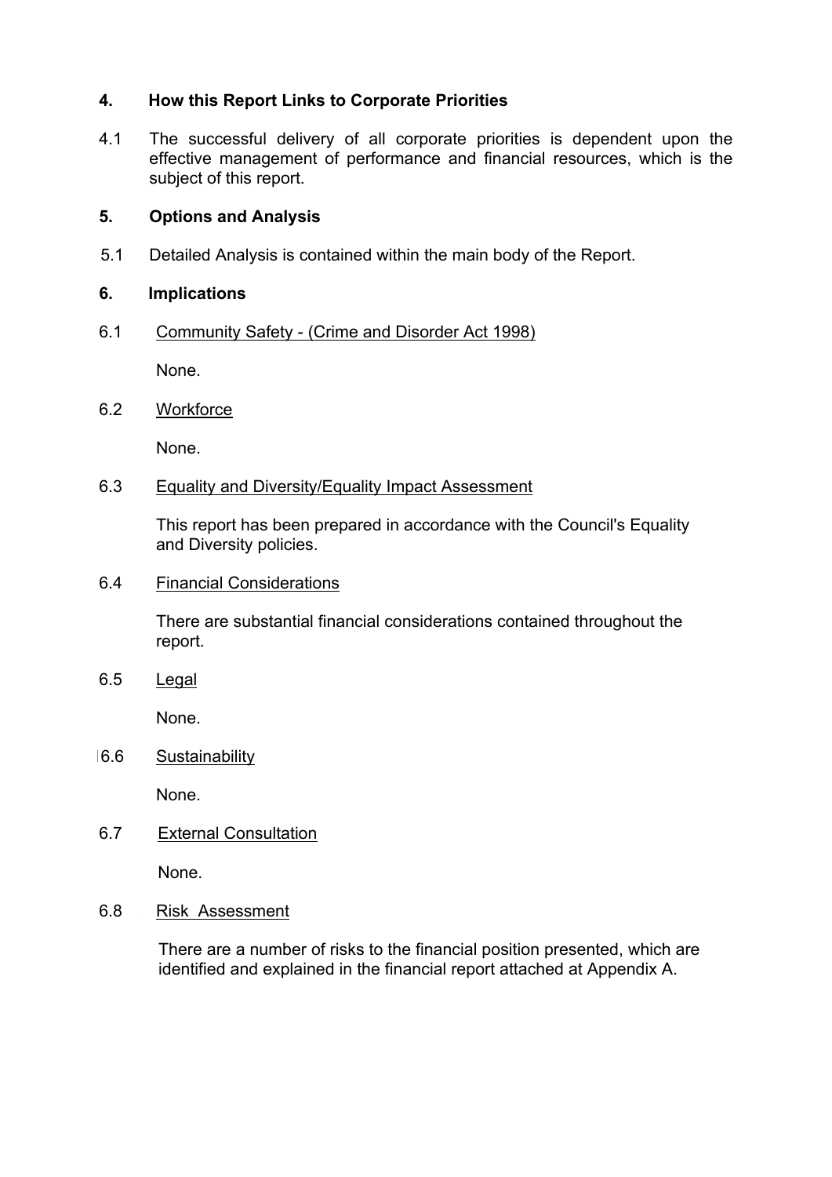## 4. How this Report Links to Corporate Priorities

4.1 The successful delivery of all corporate priorities is dependent upon the effective management of performance and financial resources, which is the subject of this report.

## 5. Options and Analysis

5.1 Detailed Analysis is contained within the main body of the Report.

## 6. Implications

6.1 Community Safety - (Crime and Disorder Act 1998)

None.

6.2 Workforce

None.

6.3 Equality and Diversity/Equality Impact Assessment

This report has been prepared in accordance with the Council's Equality and Diversity policies.

6.4 Financial Considerations

There are substantial financial considerations contained throughout the report.

6.5 Legal

None.

6.6 Sustainability

None.

6.7 External Consultation

None.

6.8 Risk Assessment

There are a number of risks to the financial position presented, which are identified and explained in the financial report attached at Appendix A.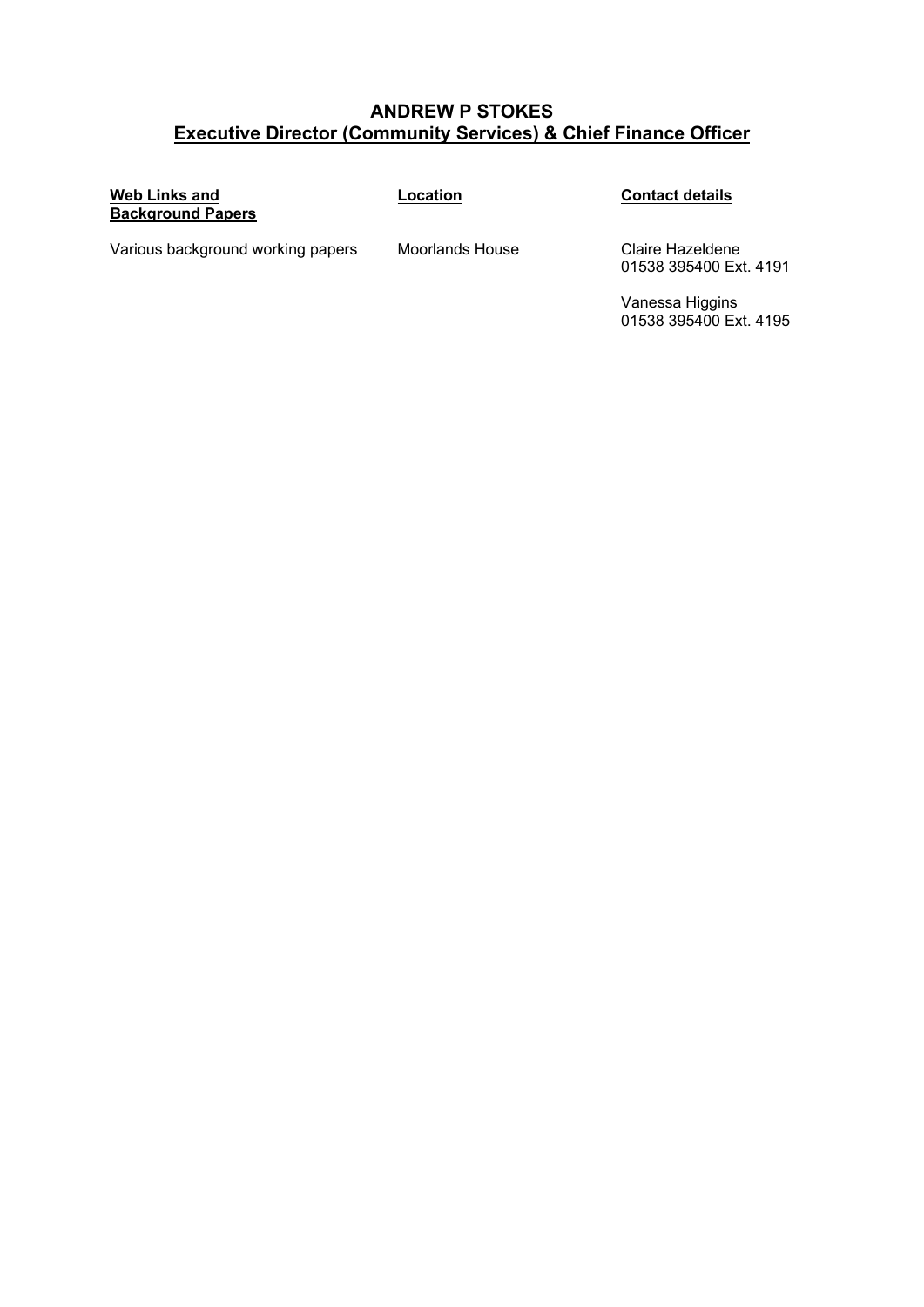## ANDREW P STOKES
## Executive Director (Community Services) & Chief Finance Officer

| Web Links and Background Papers | Location | Contact details |
|---|---|---|
| Various background working papers | Moorlands House | Claire Hazeldene<br>01538 395400 Ext. 4191<br><br>Vanessa Higgins<br>01538 395400 Ext. 4195 |